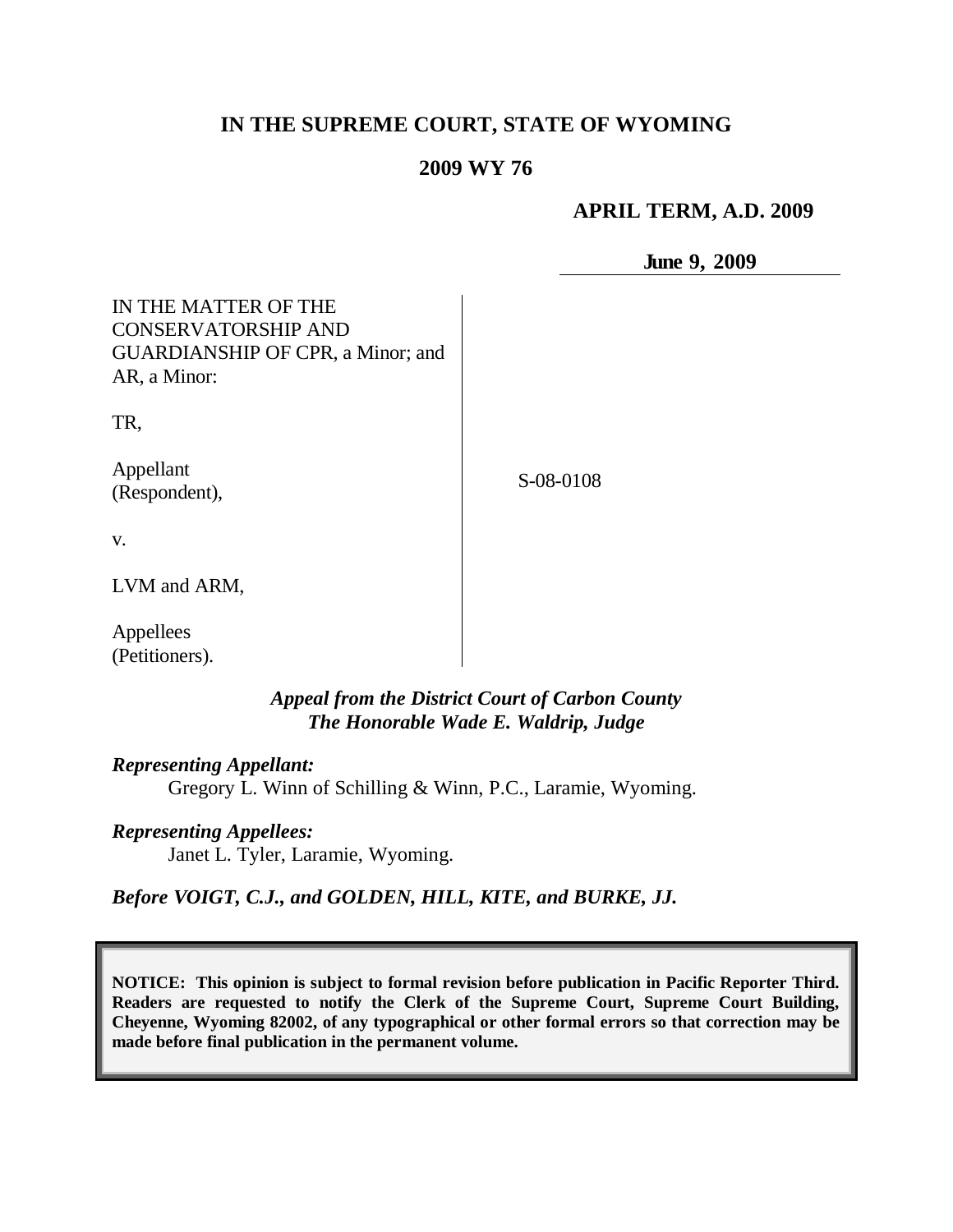# IN THE SUPREME COURT, STATE OF WYOMING

## 2009 WY 76

**APRIL TERM, A.D. 2009**

**June 9, 2009**

| | |
|---|---|
| IN THE MATTER OF THE CONSERVATORSHIP AND GUARDIANSHIP OF CPR, a Minor; and AR, a Minor:<br><br>TR,<br><br>Appellant (Respondent),<br><br>v.<br><br>LVM and ARM,<br><br>Appellees (Petitioners). | S-08-0108 |

***Appeal from the District Court of Carbon County***
***The Honorable Wade E. Waldrip, Judge***

***Representing Appellant:***

Gregory L. Winn of Schilling & Winn, P.C., Laramie, Wyoming.

***Representing Appellees:***

Janet L. Tyler, Laramie, Wyoming.

***Before VOIGT, C.J., and GOLDEN, HILL, KITE, and BURKE, JJ.***

**NOTICE: This opinion is subject to formal revision before publication in Pacific Reporter Third. Readers are requested to notify the Clerk of the Supreme Court, Supreme Court Building, Cheyenne, Wyoming 82002, of any typographical or other formal errors so that correction may be made before final publication in the permanent volume.**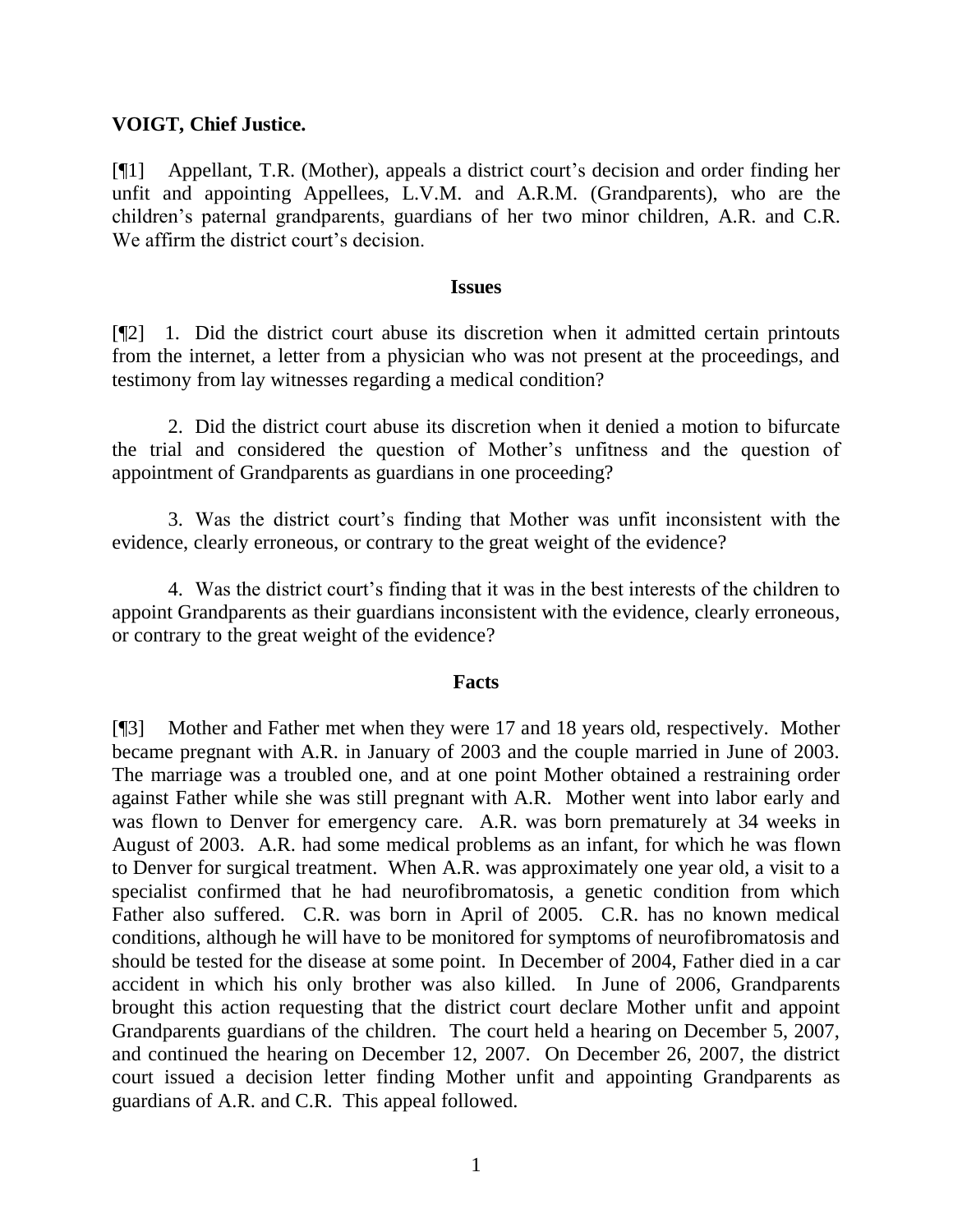**VOIGT, Chief Justice.**

[¶1] Appellant, T.R. (Mother), appeals a district court's decision and order finding her unfit and appointing Appellees, L.V.M. and A.R.M. (Grandparents), who are the children's paternal grandparents, guardians of her two minor children, A.R. and C.R. We affirm the district court's decision.

## Issues

[¶2] 1. Did the district court abuse its discretion when it admitted certain printouts from the internet, a letter from a physician who was not present at the proceedings, and testimony from lay witnesses regarding a medical condition?

2. Did the district court abuse its discretion when it denied a motion to bifurcate the trial and considered the question of Mother's unfitness and the question of appointment of Grandparents as guardians in one proceeding?

3. Was the district court's finding that Mother was unfit inconsistent with the evidence, clearly erroneous, or contrary to the great weight of the evidence?

4. Was the district court's finding that it was in the best interests of the children to appoint Grandparents as their guardians inconsistent with the evidence, clearly erroneous, or contrary to the great weight of the evidence?

## Facts

[¶3] Mother and Father met when they were 17 and 18 years old, respectively. Mother became pregnant with A.R. in January of 2003 and the couple married in June of 2003. The marriage was a troubled one, and at one point Mother obtained a restraining order against Father while she was still pregnant with A.R. Mother went into labor early and was flown to Denver for emergency care. A.R. was born prematurely at 34 weeks in August of 2003. A.R. had some medical problems as an infant, for which he was flown to Denver for surgical treatment. When A.R. was approximately one year old, a visit to a specialist confirmed that he had neurofibromatosis, a genetic condition from which Father also suffered. C.R. was born in April of 2005. C.R. has no known medical conditions, although he will have to be monitored for symptoms of neurofibromatosis and should be tested for the disease at some point. In December of 2004, Father died in a car accident in which his only brother was also killed. In June of 2006, Grandparents brought this action requesting that the district court declare Mother unfit and appoint Grandparents guardians of the children. The court held a hearing on December 5, 2007, and continued the hearing on December 12, 2007. On December 26, 2007, the district court issued a decision letter finding Mother unfit and appointing Grandparents as guardians of A.R. and C.R. This appeal followed.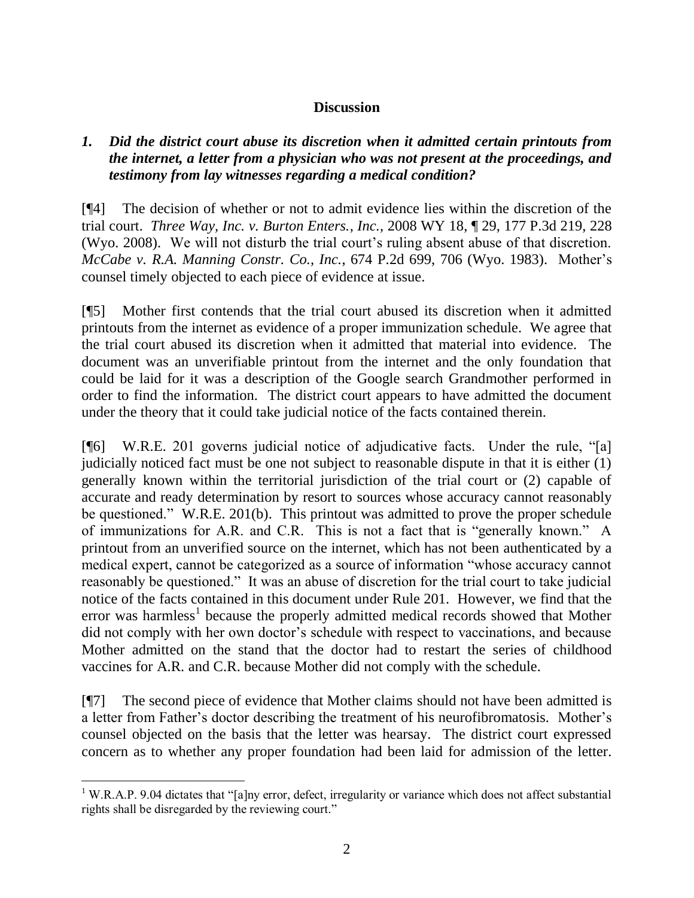## Discussion

### *1. Did the district court abuse its discretion when it admitted certain printouts from the internet, a letter from a physician who was not present at the proceedings, and testimony from lay witnesses regarding a medical condition?*

[¶4] The decision of whether or not to admit evidence lies within the discretion of the trial court. *Three Way, Inc. v. Burton Enters., Inc.*, 2008 WY 18, ¶ 29, 177 P.3d 219, 228 (Wyo. 2008). We will not disturb the trial court's ruling absent abuse of that discretion. *McCabe v. R.A. Manning Constr. Co., Inc.*, 674 P.2d 699, 706 (Wyo. 1983). Mother's counsel timely objected to each piece of evidence at issue.

[¶5] Mother first contends that the trial court abused its discretion when it admitted printouts from the internet as evidence of a proper immunization schedule. We agree that the trial court abused its discretion when it admitted that material into evidence. The document was an unverifiable printout from the internet and the only foundation that could be laid for it was a description of the Google search Grandmother performed in order to find the information. The district court appears to have admitted the document under the theory that it could take judicial notice of the facts contained therein.

[¶6] W.R.E. 201 governs judicial notice of adjudicative facts. Under the rule, "[a] judicially noticed fact must be one not subject to reasonable dispute in that it is either (1) generally known within the territorial jurisdiction of the trial court or (2) capable of accurate and ready determination by resort to sources whose accuracy cannot reasonably be questioned." W.R.E. 201(b). This printout was admitted to prove the proper schedule of immunizations for A.R. and C.R. This is not a fact that is "generally known." A printout from an unverified source on the internet, which has not been authenticated by a medical expert, cannot be categorized as a source of information "whose accuracy cannot reasonably be questioned." It was an abuse of discretion for the trial court to take judicial notice of the facts contained in this document under Rule 201. However, we find that the error was harmless[1] because the properly admitted medical records showed that Mother did not comply with her own doctor's schedule with respect to vaccinations, and because Mother admitted on the stand that the doctor had to restart the series of childhood vaccines for A.R. and C.R. because Mother did not comply with the schedule.

[¶7] The second piece of evidence that Mother claims should not have been admitted is a letter from Father's doctor describing the treatment of his neurofibromatosis. Mother's counsel objected on the basis that the letter was hearsay. The district court expressed concern as to whether any proper foundation had been laid for admission of the letter.

---

[1] W.R.A.P. 9.04 dictates that "[a]ny error, defect, irregularity or variance which does not affect substantial rights shall be disregarded by the reviewing court."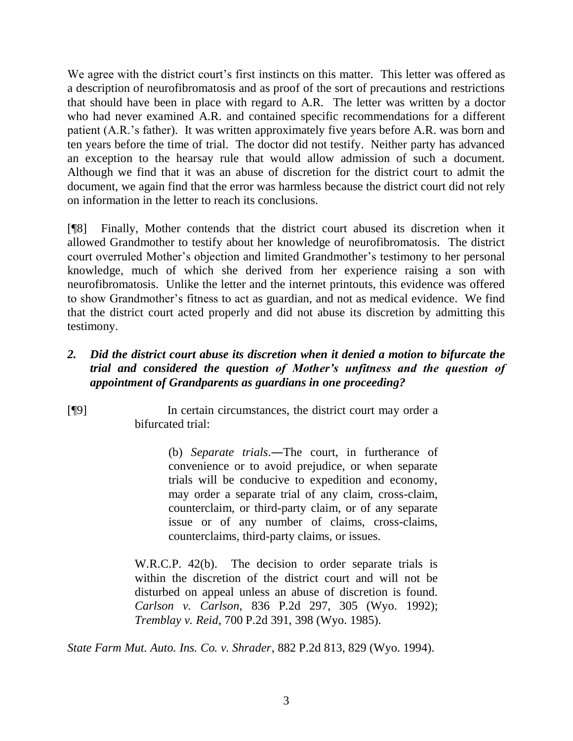We agree with the district court's first instincts on this matter. This letter was offered as a description of neurofibromatosis and as proof of the sort of precautions and restrictions that should have been in place with regard to A.R. The letter was written by a doctor who had never examined A.R. and contained specific recommendations for a different patient (A.R.'s father). It was written approximately five years before A.R. was born and ten years before the time of trial. The doctor did not testify. Neither party has advanced an exception to the hearsay rule that would allow admission of such a document. Although we find that it was an abuse of discretion for the district court to admit the document, we again find that the error was harmless because the district court did not rely on information in the letter to reach its conclusions.

[¶8] Finally, Mother contends that the district court abused its discretion when it allowed Grandmother to testify about her knowledge of neurofibromatosis. The district court overruled Mother's objection and limited Grandmother's testimony to her personal knowledge, much of which she derived from her experience raising a son with neurofibromatosis. Unlike the letter and the internet printouts, this evidence was offered to show Grandmother's fitness to act as guardian, and not as medical evidence. We find that the district court acted properly and did not abuse its discretion by admitting this testimony.

### *2. Did the district court abuse its discretion when it denied a motion to bifurcate the trial and considered the question of Mother's unfitness and the question of appointment of Grandparents as guardians in one proceeding?*

[¶9] In certain circumstances, the district court may order a bifurcated trial:

> (b) *Separate trials*.―The court, in furtherance of convenience or to avoid prejudice, or when separate trials will be conducive to expedition and economy, may order a separate trial of any claim, cross-claim, counterclaim, or third-party claim, or of any separate issue or of any number of claims, cross-claims, counterclaims, third-party claims, or issues.

> W.R.C.P. 42(b). The decision to order separate trials is within the discretion of the district court and will not be disturbed on appeal unless an abuse of discretion is found. *Carlson v. Carlson*, 836 P.2d 297, 305 (Wyo. 1992); *Tremblay v. Reid*, 700 P.2d 391, 398 (Wyo. 1985).

*State Farm Mut. Auto. Ins. Co. v. Shrader*, 882 P.2d 813, 829 (Wyo. 1994).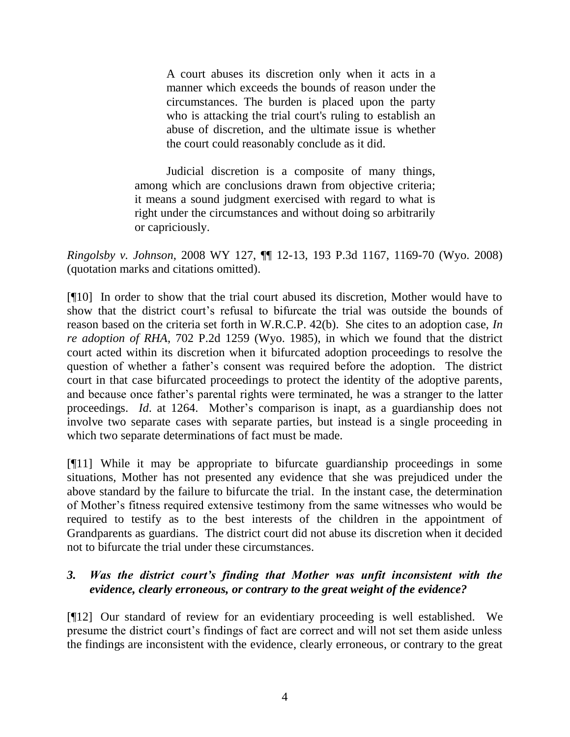> A court abuses its discretion only when it acts in a manner which exceeds the bounds of reason under the circumstances. The burden is placed upon the party who is attacking the trial court's ruling to establish an abuse of discretion, and the ultimate issue is whether the court could reasonably conclude as it did.
>
> Judicial discretion is a composite of many things, among which are conclusions drawn from objective criteria; it means a sound judgment exercised with regard to what is right under the circumstances and without doing so arbitrarily or capriciously.

*Ringolsby v. Johnson*, 2008 WY 127, ¶¶ 12-13, 193 P.3d 1167, 1169-70 (Wyo. 2008) (quotation marks and citations omitted).

[¶10] In order to show that the trial court abused its discretion, Mother would have to show that the district court's refusal to bifurcate the trial was outside the bounds of reason based on the criteria set forth in W.R.C.P. 42(b). She cites to an adoption case, *In re adoption of RHA*, 702 P.2d 1259 (Wyo. 1985), in which we found that the district court acted within its discretion when it bifurcated adoption proceedings to resolve the question of whether a father's consent was required before the adoption. The district court in that case bifurcated proceedings to protect the identity of the adoptive parents, and because once father's parental rights were terminated, he was a stranger to the latter proceedings. *Id*. at 1264. Mother's comparison is inapt, as a guardianship does not involve two separate cases with separate parties, but instead is a single proceeding in which two separate determinations of fact must be made.

[¶11] While it may be appropriate to bifurcate guardianship proceedings in some situations, Mother has not presented any evidence that she was prejudiced under the above standard by the failure to bifurcate the trial. In the instant case, the determination of Mother's fitness required extensive testimony from the same witnesses who would be required to testify as to the best interests of the children in the appointment of Grandparents as guardians. The district court did not abuse its discretion when it decided not to bifurcate the trial under these circumstances.

### *3. Was the district court's finding that Mother was unfit inconsistent with the evidence, clearly erroneous, or contrary to the great weight of the evidence?*

[¶12] Our standard of review for an evidentiary proceeding is well established. We presume the district court's findings of fact are correct and will not set them aside unless the findings are inconsistent with the evidence, clearly erroneous, or contrary to the great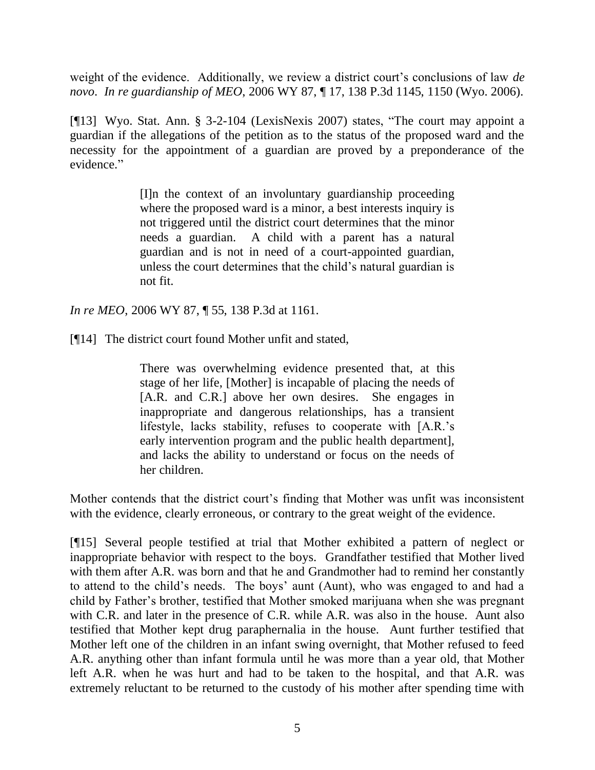weight of the evidence. Additionally, we review a district court's conclusions of law *de novo*. *In re guardianship of MEO*, 2006 WY 87, ¶ 17, 138 P.3d 1145, 1150 (Wyo. 2006).

[¶13] Wyo. Stat. Ann. § 3-2-104 (LexisNexis 2007) states, "The court may appoint a guardian if the allegations of the petition as to the status of the proposed ward and the necessity for the appointment of a guardian are proved by a preponderance of the evidence."

> [I]n the context of an involuntary guardianship proceeding where the proposed ward is a minor, a best interests inquiry is not triggered until the district court determines that the minor needs a guardian. A child with a parent has a natural guardian and is not in need of a court-appointed guardian, unless the court determines that the child's natural guardian is not fit.

*In re MEO*, 2006 WY 87, ¶ 55, 138 P.3d at 1161.

[¶14] The district court found Mother unfit and stated,

> There was overwhelming evidence presented that, at this stage of her life, [Mother] is incapable of placing the needs of [A.R. and C.R.] above her own desires. She engages in inappropriate and dangerous relationships, has a transient lifestyle, lacks stability, refuses to cooperate with [A.R.'s early intervention program and the public health department], and lacks the ability to understand or focus on the needs of her children.

Mother contends that the district court's finding that Mother was unfit was inconsistent with the evidence, clearly erroneous, or contrary to the great weight of the evidence.

[¶15] Several people testified at trial that Mother exhibited a pattern of neglect or inappropriate behavior with respect to the boys. Grandfather testified that Mother lived with them after A.R. was born and that he and Grandmother had to remind her constantly to attend to the child's needs. The boys' aunt (Aunt), who was engaged to and had a child by Father's brother, testified that Mother smoked marijuana when she was pregnant with C.R. and later in the presence of C.R. while A.R. was also in the house. Aunt also testified that Mother kept drug paraphernalia in the house. Aunt further testified that Mother left one of the children in an infant swing overnight, that Mother refused to feed A.R. anything other than infant formula until he was more than a year old, that Mother left A.R. when he was hurt and had to be taken to the hospital, and that A.R. was extremely reluctant to be returned to the custody of his mother after spending time with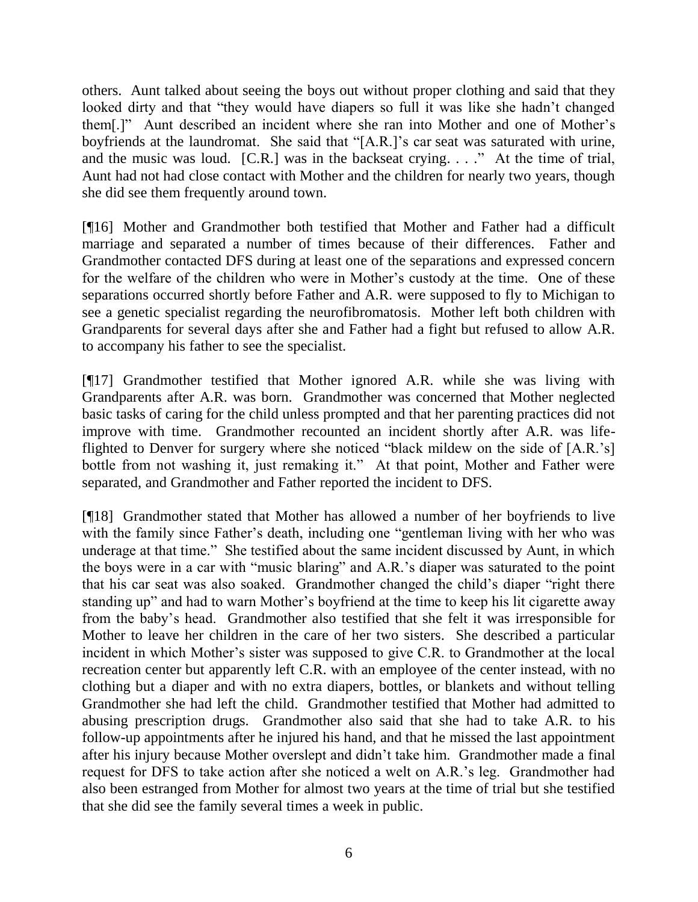others. Aunt talked about seeing the boys out without proper clothing and said that they looked dirty and that "they would have diapers so full it was like she hadn't changed them[.]" Aunt described an incident where she ran into Mother and one of Mother's boyfriends at the laundromat. She said that "[A.R.]'s car seat was saturated with urine, and the music was loud. [C.R.] was in the backseat crying. . . ." At the time of trial, Aunt had not had close contact with Mother and the children for nearly two years, though she did see them frequently around town.

[¶16] Mother and Grandmother both testified that Mother and Father had a difficult marriage and separated a number of times because of their differences. Father and Grandmother contacted DFS during at least one of the separations and expressed concern for the welfare of the children who were in Mother's custody at the time. One of these separations occurred shortly before Father and A.R. were supposed to fly to Michigan to see a genetic specialist regarding the neurofibromatosis. Mother left both children with Grandparents for several days after she and Father had a fight but refused to allow A.R. to accompany his father to see the specialist.

[¶17] Grandmother testified that Mother ignored A.R. while she was living with Grandparents after A.R. was born. Grandmother was concerned that Mother neglected basic tasks of caring for the child unless prompted and that her parenting practices did not improve with time. Grandmother recounted an incident shortly after A.R. was life-flighted to Denver for surgery where she noticed "black mildew on the side of [A.R.'s] bottle from not washing it, just remaking it." At that point, Mother and Father were separated, and Grandmother and Father reported the incident to DFS.

[¶18] Grandmother stated that Mother has allowed a number of her boyfriends to live with the family since Father's death, including one "gentleman living with her who was underage at that time." She testified about the same incident discussed by Aunt, in which the boys were in a car with "music blaring" and A.R.'s diaper was saturated to the point that his car seat was also soaked. Grandmother changed the child's diaper "right there standing up" and had to warn Mother's boyfriend at the time to keep his lit cigarette away from the baby's head. Grandmother also testified that she felt it was irresponsible for Mother to leave her children in the care of her two sisters. She described a particular incident in which Mother's sister was supposed to give C.R. to Grandmother at the local recreation center but apparently left C.R. with an employee of the center instead, with no clothing but a diaper and with no extra diapers, bottles, or blankets and without telling Grandmother she had left the child. Grandmother testified that Mother had admitted to abusing prescription drugs. Grandmother also said that she had to take A.R. to his follow-up appointments after he injured his hand, and that he missed the last appointment after his injury because Mother overslept and didn't take him. Grandmother made a final request for DFS to take action after she noticed a welt on A.R.'s leg. Grandmother had also been estranged from Mother for almost two years at the time of trial but she testified that she did see the family several times a week in public.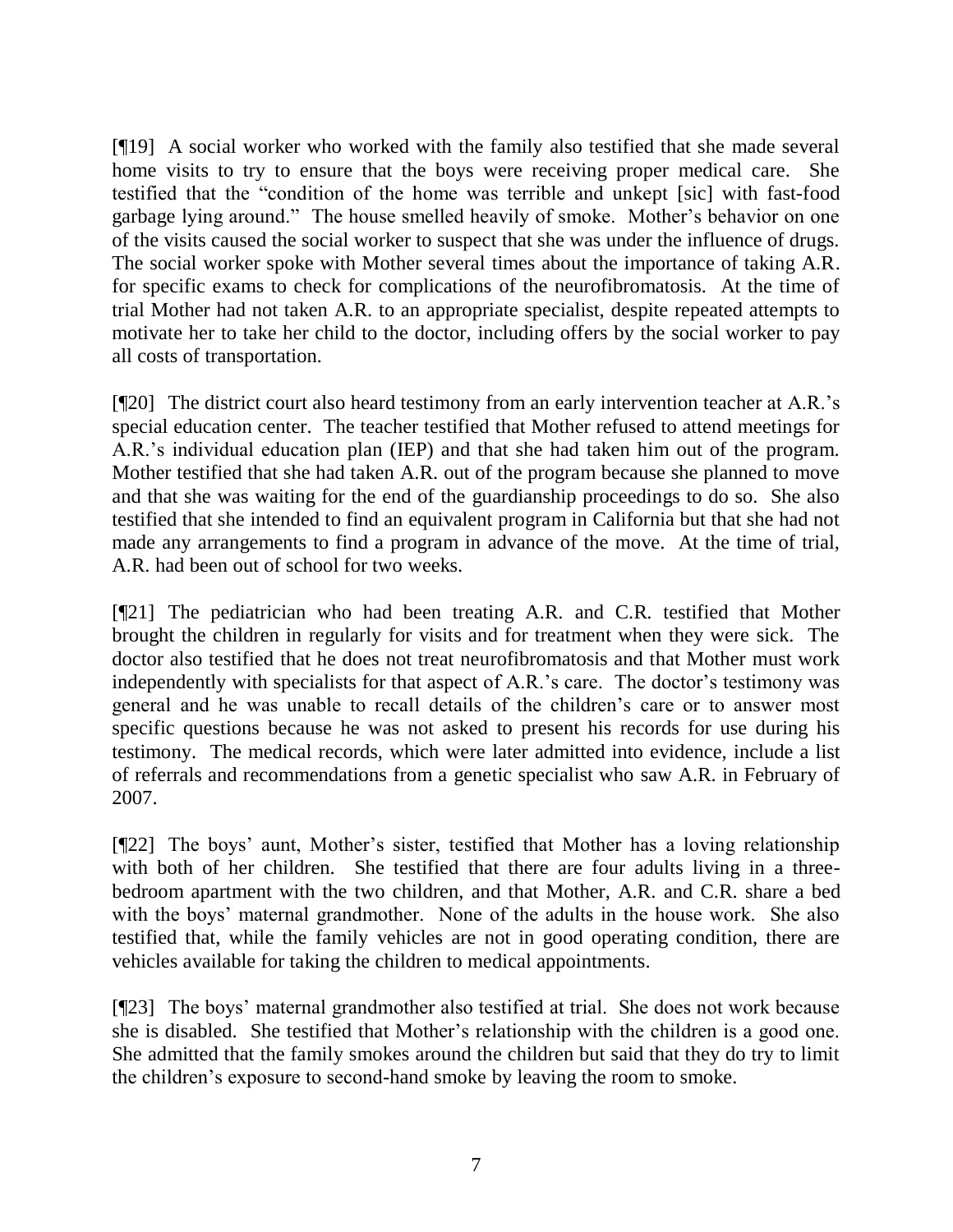[¶19] A social worker who worked with the family also testified that she made several home visits to try to ensure that the boys were receiving proper medical care. She testified that the "condition of the home was terrible and unkept [sic] with fast-food garbage lying around." The house smelled heavily of smoke. Mother's behavior on one of the visits caused the social worker to suspect that she was under the influence of drugs. The social worker spoke with Mother several times about the importance of taking A.R. for specific exams to check for complications of the neurofibromatosis. At the time of trial Mother had not taken A.R. to an appropriate specialist, despite repeated attempts to motivate her to take her child to the doctor, including offers by the social worker to pay all costs of transportation.

[¶20] The district court also heard testimony from an early intervention teacher at A.R.'s special education center. The teacher testified that Mother refused to attend meetings for A.R.'s individual education plan (IEP) and that she had taken him out of the program. Mother testified that she had taken A.R. out of the program because she planned to move and that she was waiting for the end of the guardianship proceedings to do so. She also testified that she intended to find an equivalent program in California but that she had not made any arrangements to find a program in advance of the move. At the time of trial, A.R. had been out of school for two weeks.

[¶21] The pediatrician who had been treating A.R. and C.R. testified that Mother brought the children in regularly for visits and for treatment when they were sick. The doctor also testified that he does not treat neurofibromatosis and that Mother must work independently with specialists for that aspect of A.R.'s care. The doctor's testimony was general and he was unable to recall details of the children's care or to answer most specific questions because he was not asked to present his records for use during his testimony. The medical records, which were later admitted into evidence, include a list of referrals and recommendations from a genetic specialist who saw A.R. in February of 2007.

[¶22] The boys' aunt, Mother's sister, testified that Mother has a loving relationship with both of her children. She testified that there are four adults living in a three-bedroom apartment with the two children, and that Mother, A.R. and C.R. share a bed with the boys' maternal grandmother. None of the adults in the house work. She also testified that, while the family vehicles are not in good operating condition, there are vehicles available for taking the children to medical appointments.

[¶23] The boys' maternal grandmother also testified at trial. She does not work because she is disabled. She testified that Mother's relationship with the children is a good one. She admitted that the family smokes around the children but said that they do try to limit the children's exposure to second-hand smoke by leaving the room to smoke.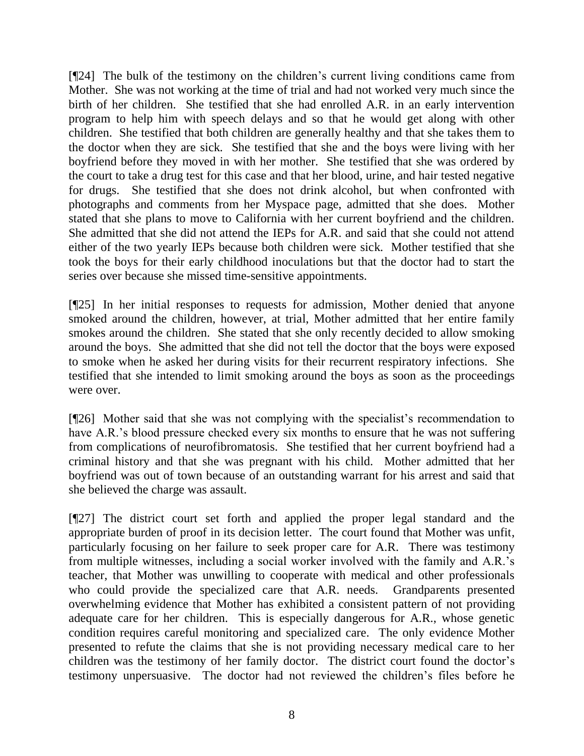[¶24] The bulk of the testimony on the children's current living conditions came from Mother. She was not working at the time of trial and had not worked very much since the birth of her children. She testified that she had enrolled A.R. in an early intervention program to help him with speech delays and so that he would get along with other children. She testified that both children are generally healthy and that she takes them to the doctor when they are sick. She testified that she and the boys were living with her boyfriend before they moved in with her mother. She testified that she was ordered by the court to take a drug test for this case and that her blood, urine, and hair tested negative for drugs. She testified that she does not drink alcohol, but when confronted with photographs and comments from her Myspace page, admitted that she does. Mother stated that she plans to move to California with her current boyfriend and the children. She admitted that she did not attend the IEPs for A.R. and said that she could not attend either of the two yearly IEPs because both children were sick. Mother testified that she took the boys for their early childhood inoculations but that the doctor had to start the series over because she missed time-sensitive appointments.

[¶25] In her initial responses to requests for admission, Mother denied that anyone smoked around the children, however, at trial, Mother admitted that her entire family smokes around the children. She stated that she only recently decided to allow smoking around the boys. She admitted that she did not tell the doctor that the boys were exposed to smoke when he asked her during visits for their recurrent respiratory infections. She testified that she intended to limit smoking around the boys as soon as the proceedings were over.

[¶26] Mother said that she was not complying with the specialist's recommendation to have A.R.'s blood pressure checked every six months to ensure that he was not suffering from complications of neurofibromatosis. She testified that her current boyfriend had a criminal history and that she was pregnant with his child. Mother admitted that her boyfriend was out of town because of an outstanding warrant for his arrest and said that she believed the charge was assault.

[¶27] The district court set forth and applied the proper legal standard and the appropriate burden of proof in its decision letter. The court found that Mother was unfit, particularly focusing on her failure to seek proper care for A.R. There was testimony from multiple witnesses, including a social worker involved with the family and A.R.'s teacher, that Mother was unwilling to cooperate with medical and other professionals who could provide the specialized care that A.R. needs. Grandparents presented overwhelming evidence that Mother has exhibited a consistent pattern of not providing adequate care for her children. This is especially dangerous for A.R., whose genetic condition requires careful monitoring and specialized care. The only evidence Mother presented to refute the claims that she is not providing necessary medical care to her children was the testimony of her family doctor. The district court found the doctor's testimony unpersuasive. The doctor had not reviewed the children's files before he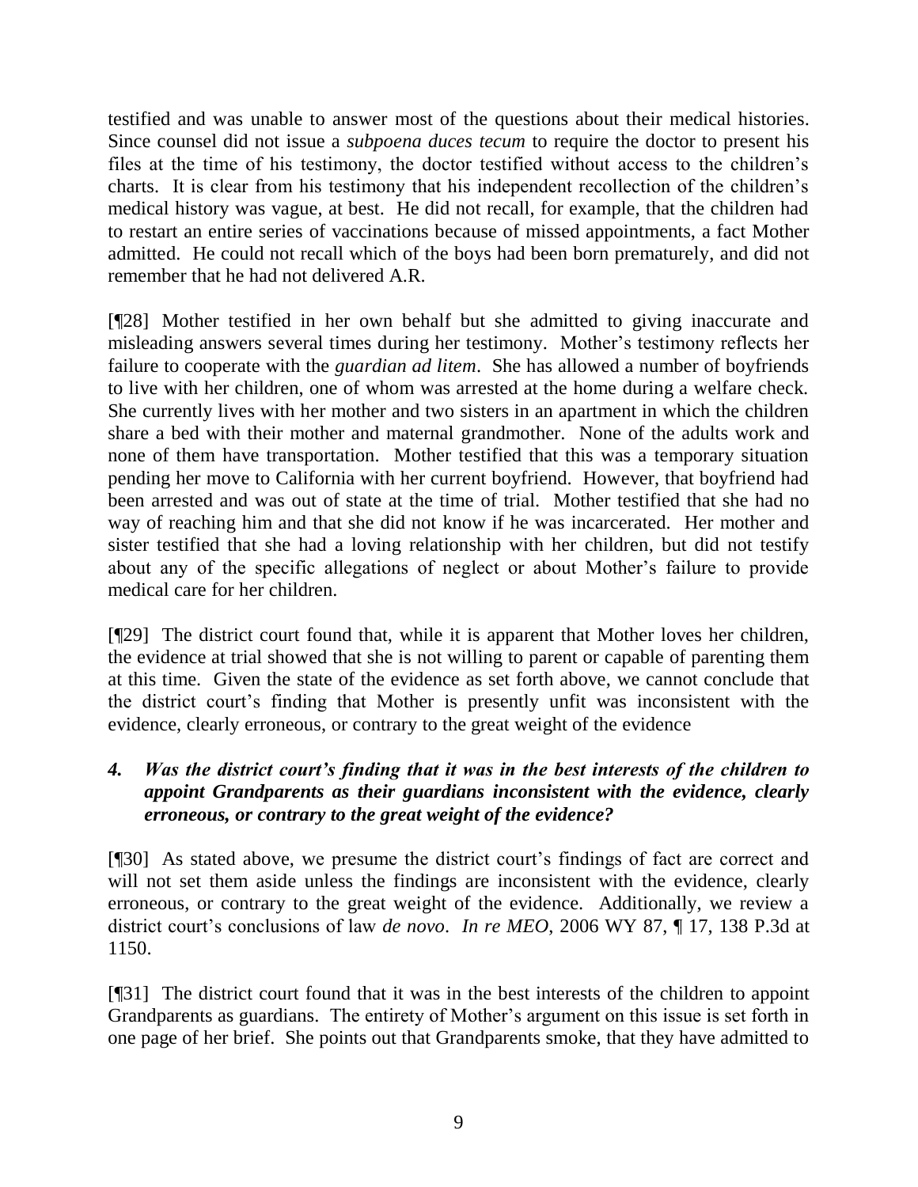testified and was unable to answer most of the questions about their medical histories. Since counsel did not issue a *subpoena duces tecum* to require the doctor to present his files at the time of his testimony, the doctor testified without access to the children's charts. It is clear from his testimony that his independent recollection of the children's medical history was vague, at best. He did not recall, for example, that the children had to restart an entire series of vaccinations because of missed appointments, a fact Mother admitted. He could not recall which of the boys had been born prematurely, and did not remember that he had not delivered A.R.

[¶28] Mother testified in her own behalf but she admitted to giving inaccurate and misleading answers several times during her testimony. Mother's testimony reflects her failure to cooperate with the *guardian ad litem*. She has allowed a number of boyfriends to live with her children, one of whom was arrested at the home during a welfare check. She currently lives with her mother and two sisters in an apartment in which the children share a bed with their mother and maternal grandmother. None of the adults work and none of them have transportation. Mother testified that this was a temporary situation pending her move to California with her current boyfriend. However, that boyfriend had been arrested and was out of state at the time of trial. Mother testified that she had no way of reaching him and that she did not know if he was incarcerated. Her mother and sister testified that she had a loving relationship with her children, but did not testify about any of the specific allegations of neglect or about Mother's failure to provide medical care for her children.

[¶29] The district court found that, while it is apparent that Mother loves her children, the evidence at trial showed that she is not willing to parent or capable of parenting them at this time. Given the state of the evidence as set forth above, we cannot conclude that the district court's finding that Mother is presently unfit was inconsistent with the evidence, clearly erroneous, or contrary to the great weight of the evidence

### *4. Was the district court's finding that it was in the best interests of the children to appoint Grandparents as their guardians inconsistent with the evidence, clearly erroneous, or contrary to the great weight of the evidence?*

[¶30] As stated above, we presume the district court's findings of fact are correct and will not set them aside unless the findings are inconsistent with the evidence, clearly erroneous, or contrary to the great weight of the evidence. Additionally, we review a district court's conclusions of law *de novo*. *In re MEO*, 2006 WY 87, ¶ 17, 138 P.3d at 1150.

[¶31] The district court found that it was in the best interests of the children to appoint Grandparents as guardians. The entirety of Mother's argument on this issue is set forth in one page of her brief. She points out that Grandparents smoke, that they have admitted to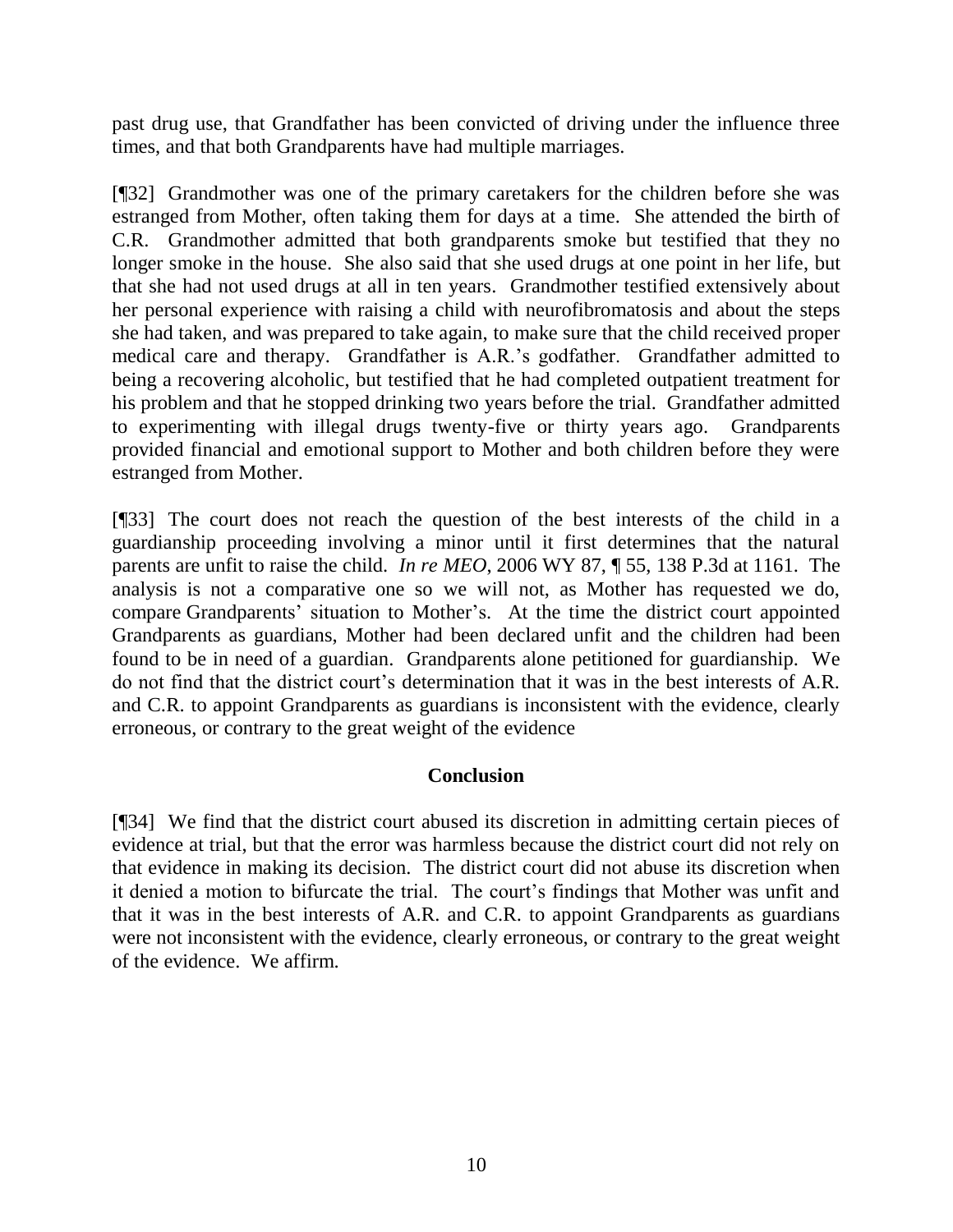past drug use, that Grandfather has been convicted of driving under the influence three times, and that both Grandparents have had multiple marriages.

[¶32] Grandmother was one of the primary caretakers for the children before she was estranged from Mother, often taking them for days at a time. She attended the birth of C.R. Grandmother admitted that both grandparents smoke but testified that they no longer smoke in the house. She also said that she used drugs at one point in her life, but that she had not used drugs at all in ten years. Grandmother testified extensively about her personal experience with raising a child with neurofibromatosis and about the steps she had taken, and was prepared to take again, to make sure that the child received proper medical care and therapy. Grandfather is A.R.'s godfather. Grandfather admitted to being a recovering alcoholic, but testified that he had completed outpatient treatment for his problem and that he stopped drinking two years before the trial. Grandfather admitted to experimenting with illegal drugs twenty-five or thirty years ago. Grandparents provided financial and emotional support to Mother and both children before they were estranged from Mother.

[¶33] The court does not reach the question of the best interests of the child in a guardianship proceeding involving a minor until it first determines that the natural parents are unfit to raise the child. *In re MEO*, 2006 WY 87, ¶ 55, 138 P.3d at 1161. The analysis is not a comparative one so we will not, as Mother has requested we do, compare Grandparents' situation to Mother's. At the time the district court appointed Grandparents as guardians, Mother had been declared unfit and the children had been found to be in need of a guardian. Grandparents alone petitioned for guardianship. We do not find that the district court's determination that it was in the best interests of A.R. and C.R. to appoint Grandparents as guardians is inconsistent with the evidence, clearly erroneous, or contrary to the great weight of the evidence

## Conclusion

[¶34] We find that the district court abused its discretion in admitting certain pieces of evidence at trial, but that the error was harmless because the district court did not rely on that evidence in making its decision. The district court did not abuse its discretion when it denied a motion to bifurcate the trial. The court's findings that Mother was unfit and that it was in the best interests of A.R. and C.R. to appoint Grandparents as guardians were not inconsistent with the evidence, clearly erroneous, or contrary to the great weight of the evidence. We affirm.